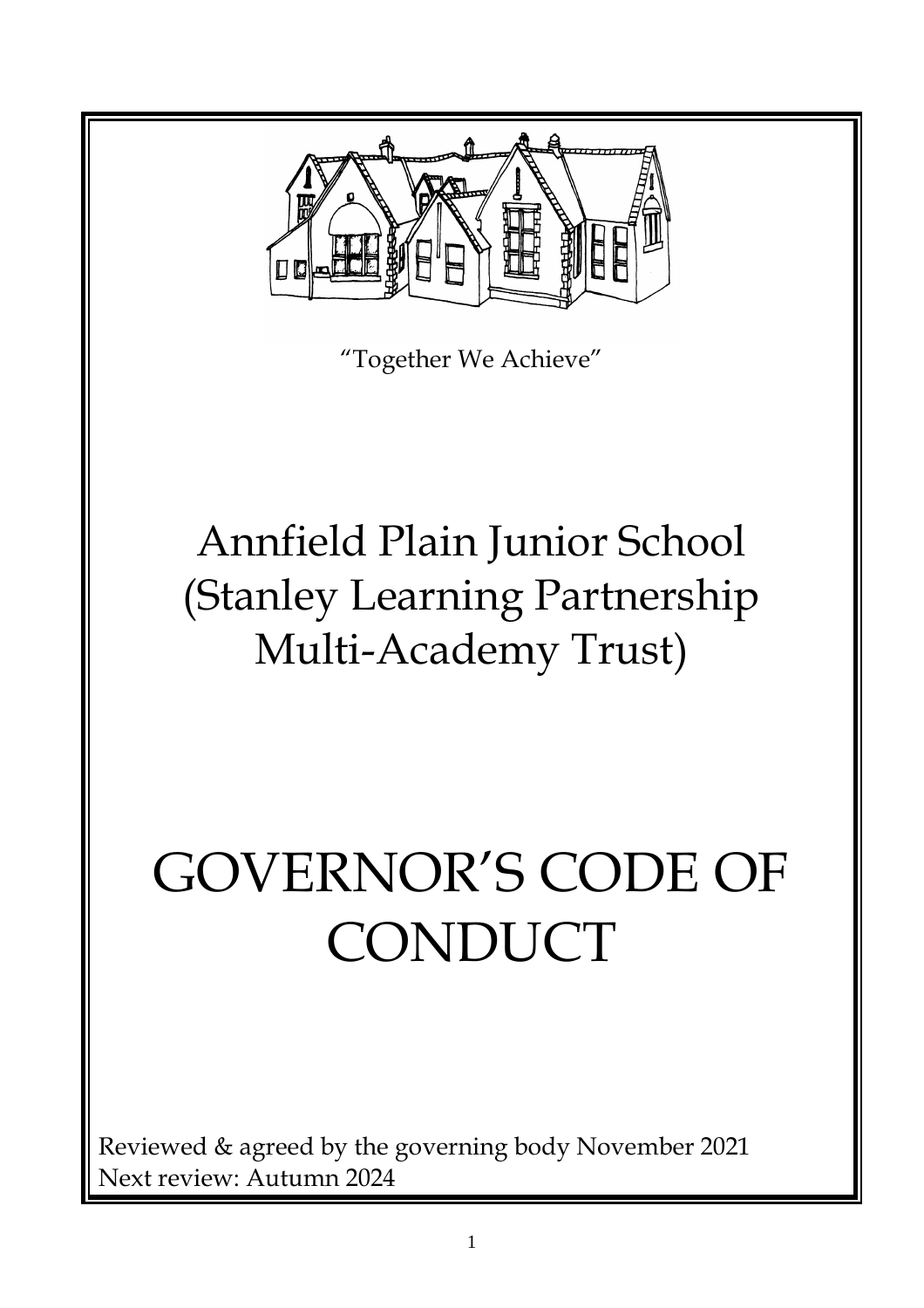"Together We Achieve"

# Annfield Plain Junior School (Stanley Learning Partnership Multi-Academy Trust)

# GOVERNOR'S CODE OF CONDUCT

Reviewed & agreed by the governing body November 2021
Next review: Autumn 2024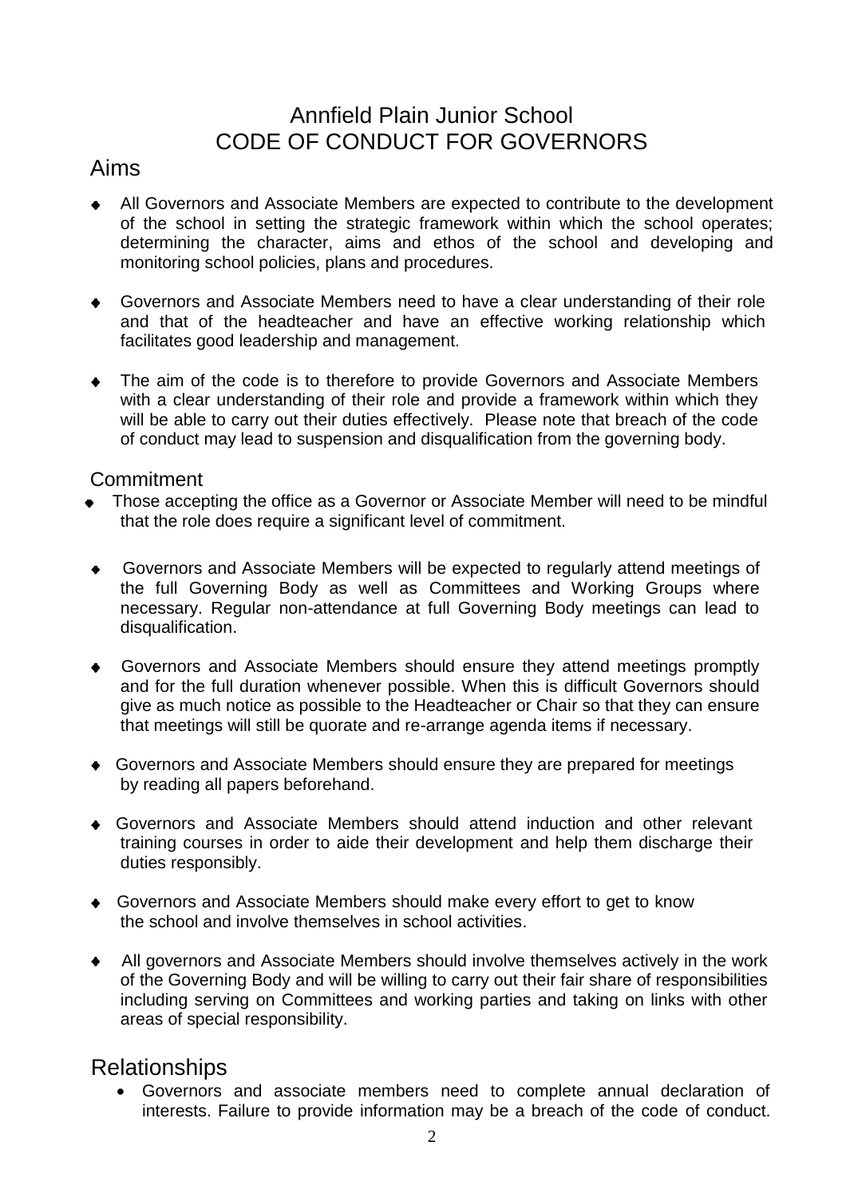# Annfield Plain Junior School
# CODE OF CONDUCT FOR GOVERNORS

## Aims

- All Governors and Associate Members are expected to contribute to the development of the school in setting the strategic framework within which the school operates; determining the character, aims and ethos of the school and developing and monitoring school policies, plans and procedures.

- Governors and Associate Members need to have a clear understanding of their role and that of the headteacher and have an effective working relationship which facilitates good leadership and management.

- The aim of the code is to therefore to provide Governors and Associate Members with a clear understanding of their role and provide a framework within which they will be able to carry out their duties effectively. Please note that breach of the code of conduct may lead to suspension and disqualification from the governing body.

## Commitment

- Those accepting the office as a Governor or Associate Member will need to be mindful that the role does require a significant level of commitment.

- Governors and Associate Members will be expected to regularly attend meetings of the full Governing Body as well as Committees and Working Groups where necessary. Regular non-attendance at full Governing Body meetings can lead to disqualification.

- Governors and Associate Members should ensure they attend meetings promptly and for the full duration whenever possible. When this is difficult Governors should give as much notice as possible to the Headteacher or Chair so that they can ensure that meetings will still be quorate and re-arrange agenda items if necessary.

- Governors and Associate Members should ensure they are prepared for meetings by reading all papers beforehand.

- Governors and Associate Members should attend induction and other relevant training courses in order to aide their development and help them discharge their duties responsibly.

- Governors and Associate Members should make every effort to get to know the school and involve themselves in school activities.

- All governors and Associate Members should involve themselves actively in the work of the Governing Body and will be willing to carry out their fair share of responsibilities including serving on Committees and working parties and taking on links with other areas of special responsibility.

## Relationships

- Governors and associate members need to complete annual declaration of interests. Failure to provide information may be a breach of the code of conduct.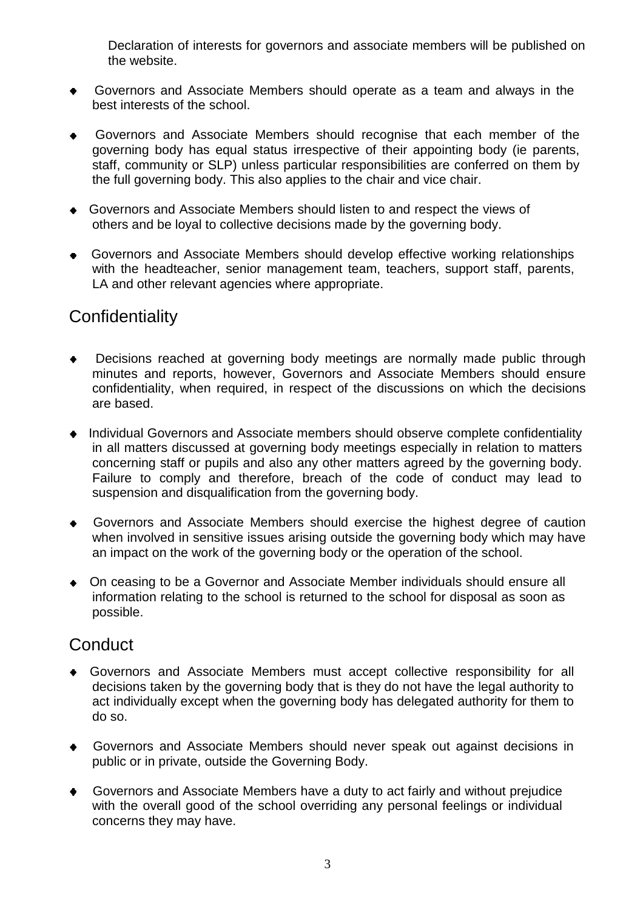Declaration of interests for governors and associate members will be published on the website.

- Governors and Associate Members should operate as a team and always in the best interests of the school.
- Governors and Associate Members should recognise that each member of the governing body has equal status irrespective of their appointing body (ie parents, staff, community or SLP) unless particular responsibilities are conferred on them by the full governing body. This also applies to the chair and vice chair.
- Governors and Associate Members should listen to and respect the views of others and be loyal to collective decisions made by the governing body.
- Governors and Associate Members should develop effective working relationships with the headteacher, senior management team, teachers, support staff, parents, LA and other relevant agencies where appropriate.

## Confidentiality

- Decisions reached at governing body meetings are normally made public through minutes and reports, however, Governors and Associate Members should ensure confidentiality, when required, in respect of the discussions on which the decisions are based.
- Individual Governors and Associate members should observe complete confidentiality in all matters discussed at governing body meetings especially in relation to matters concerning staff or pupils and also any other matters agreed by the governing body. Failure to comply and therefore, breach of the code of conduct may lead to suspension and disqualification from the governing body.
- Governors and Associate Members should exercise the highest degree of caution when involved in sensitive issues arising outside the governing body which may have an impact on the work of the governing body or the operation of the school.
- On ceasing to be a Governor and Associate Member individuals should ensure all information relating to the school is returned to the school for disposal as soon as possible.

## Conduct

- Governors and Associate Members must accept collective responsibility for all decisions taken by the governing body that is they do not have the legal authority to act individually except when the governing body has delegated authority for them to do so.
- Governors and Associate Members should never speak out against decisions in public or in private, outside the Governing Body.
- Governors and Associate Members have a duty to act fairly and without prejudice with the overall good of the school overriding any personal feelings or individual concerns they may have.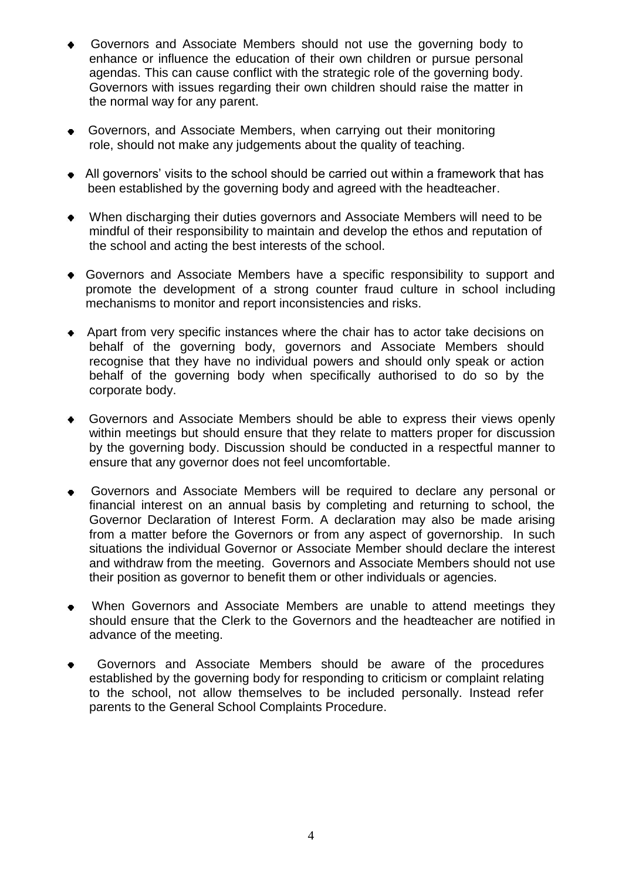- Governors and Associate Members should not use the governing body to enhance or influence the education of their own children or pursue personal agendas. This can cause conflict with the strategic role of the governing body. Governors with issues regarding their own children should raise the matter in the normal way for any parent.

- Governors, and Associate Members, when carrying out their monitoring role, should not make any judgements about the quality of teaching.

- All governors' visits to the school should be carried out within a framework that has been established by the governing body and agreed with the headteacher.

- When discharging their duties governors and Associate Members will need to be mindful of their responsibility to maintain and develop the ethos and reputation of the school and acting the best interests of the school.

- Governors and Associate Members have a specific responsibility to support and promote the development of a strong counter fraud culture in school including mechanisms to monitor and report inconsistencies and risks.

- Apart from very specific instances where the chair has to actor take decisions on behalf of the governing body, governors and Associate Members should recognise that they have no individual powers and should only speak or action behalf of the governing body when specifically authorised to do so by the corporate body.

- Governors and Associate Members should be able to express their views openly within meetings but should ensure that they relate to matters proper for discussion by the governing body. Discussion should be conducted in a respectful manner to ensure that any governor does not feel uncomfortable.

- Governors and Associate Members will be required to declare any personal or financial interest on an annual basis by completing and returning to school, the Governor Declaration of Interest Form. A declaration may also be made arising from a matter before the Governors or from any aspect of governorship. In such situations the individual Governor or Associate Member should declare the interest and withdraw from the meeting. Governors and Associate Members should not use their position as governor to benefit them or other individuals or agencies.

- When Governors and Associate Members are unable to attend meetings they should ensure that the Clerk to the Governors and the headteacher are notified in advance of the meeting.

- Governors and Associate Members should be aware of the procedures established by the governing body for responding to criticism or complaint relating to the school, not allow themselves to be included personally. Instead refer parents to the General School Complaints Procedure.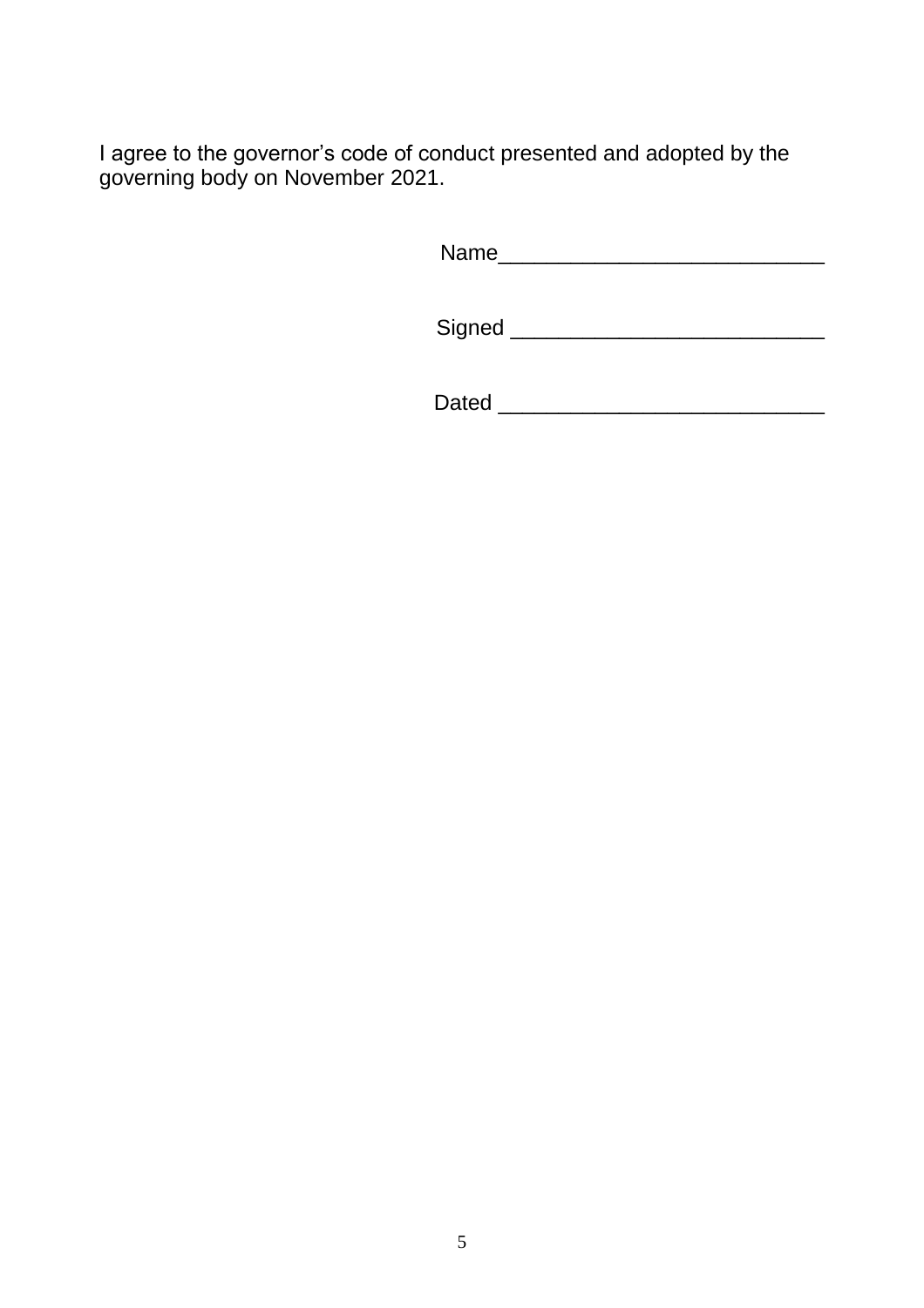I agree to the governor's code of conduct presented and adopted by the governing body on November 2021.

Name___________________________

Signed __________________________

Dated ___________________________